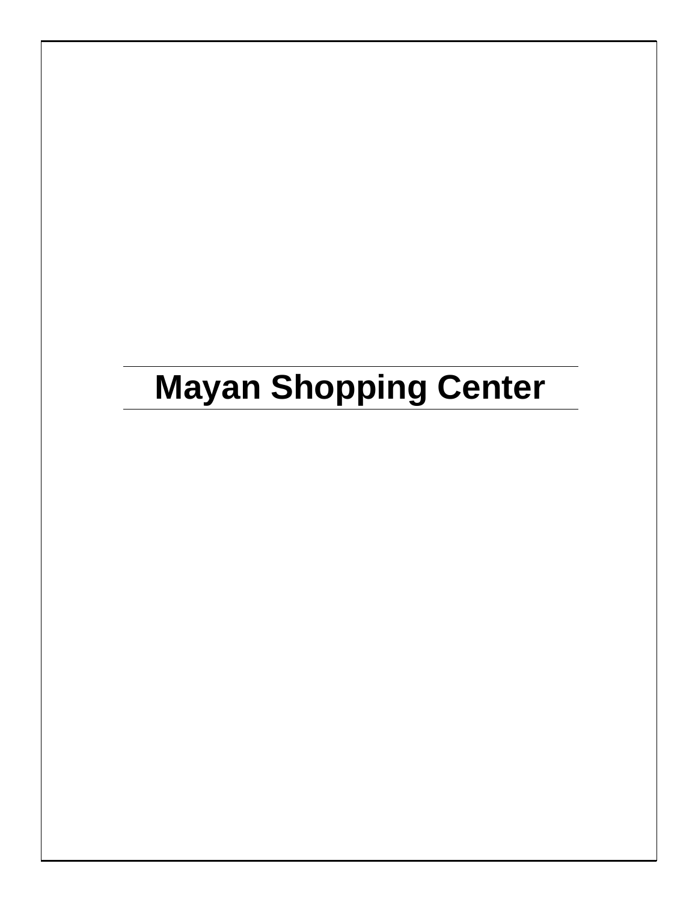# Mayan Shopping Center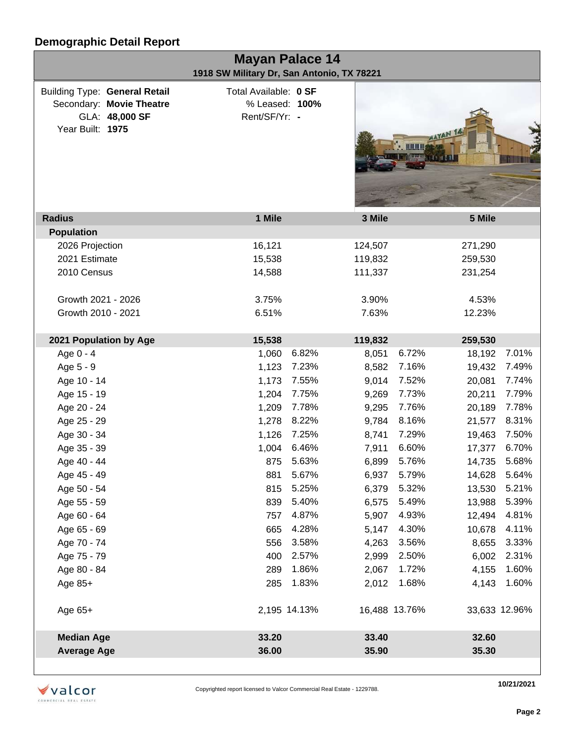## Demographic Detail Report

### Mayan Palace 14

**1918 SW Military Dr, San Antonio, TX 78221**

Building Type: **General Retail**
Secondary: **Movie Theatre**
GLA: **48,000 SF**
Year Built: **1975**

Total Available: **0 SF**
% Leased: **100%**
Rent/SF/Yr: **-**

| **Radius** | **1 Mile** | | **3 Mile** | | **5 Mile** | |
|---|---|---|---|---|---|---|
| **Population** | | | | | | |
| 2026 Projection | 16,121 | | 124,507 | | 271,290 | |
| 2021 Estimate | 15,538 | | 119,832 | | 259,530 | |
| 2010 Census | 14,588 | | 111,337 | | 231,254 | |
| Growth 2021 - 2026 | 3.75% | | 3.90% | | 4.53% | |
| Growth 2010 - 2021 | 6.51% | | 7.63% | | 12.23% | |
| **2021 Population by Age** | **15,538** | | **119,832** | | **259,530** | |
| Age 0 - 4 | 1,060 | 6.82% | 8,051 | 6.72% | 18,192 | 7.01% |
| Age 5 - 9 | 1,123 | 7.23% | 8,582 | 7.16% | 19,432 | 7.49% |
| Age 10 - 14 | 1,173 | 7.55% | 9,014 | 7.52% | 20,081 | 7.74% |
| Age 15 - 19 | 1,204 | 7.75% | 9,269 | 7.73% | 20,211 | 7.79% |
| Age 20 - 24 | 1,209 | 7.78% | 9,295 | 7.76% | 20,189 | 7.78% |
| Age 25 - 29 | 1,278 | 8.22% | 9,784 | 8.16% | 21,577 | 8.31% |
| Age 30 - 34 | 1,126 | 7.25% | 8,741 | 7.29% | 19,463 | 7.50% |
| Age 35 - 39 | 1,004 | 6.46% | 7,911 | 6.60% | 17,377 | 6.70% |
| Age 40 - 44 | 875 | 5.63% | 6,899 | 5.76% | 14,735 | 5.68% |
| Age 45 - 49 | 881 | 5.67% | 6,937 | 5.79% | 14,628 | 5.64% |
| Age 50 - 54 | 815 | 5.25% | 6,379 | 5.32% | 13,530 | 5.21% |
| Age 55 - 59 | 839 | 5.40% | 6,575 | 5.49% | 13,988 | 5.39% |
| Age 60 - 64 | 757 | 4.87% | 5,907 | 4.93% | 12,494 | 4.81% |
| Age 65 - 69 | 665 | 4.28% | 5,147 | 4.30% | 10,678 | 4.11% |
| Age 70 - 74 | 556 | 3.58% | 4,263 | 3.56% | 8,655 | 3.33% |
| Age 75 - 79 | 400 | 2.57% | 2,999 | 2.50% | 6,002 | 2.31% |
| Age 80 - 84 | 289 | 1.86% | 2,067 | 1.72% | 4,155 | 1.60% |
| Age 85+ | 285 | 1.83% | 2,012 | 1.68% | 4,143 | 1.60% |
| Age 65+ | 2,195 | 14.13% | 16,488 | 13.76% | 33,633 | 12.96% |
| **Median Age** | **33.20** | | **33.40** | | **32.60** | |
| **Average Age** | **36.00** | | **35.90** | | **35.30** | |

Copyrighted report licensed to Valcor Commercial Real Estate - 1229788.

10/21/2021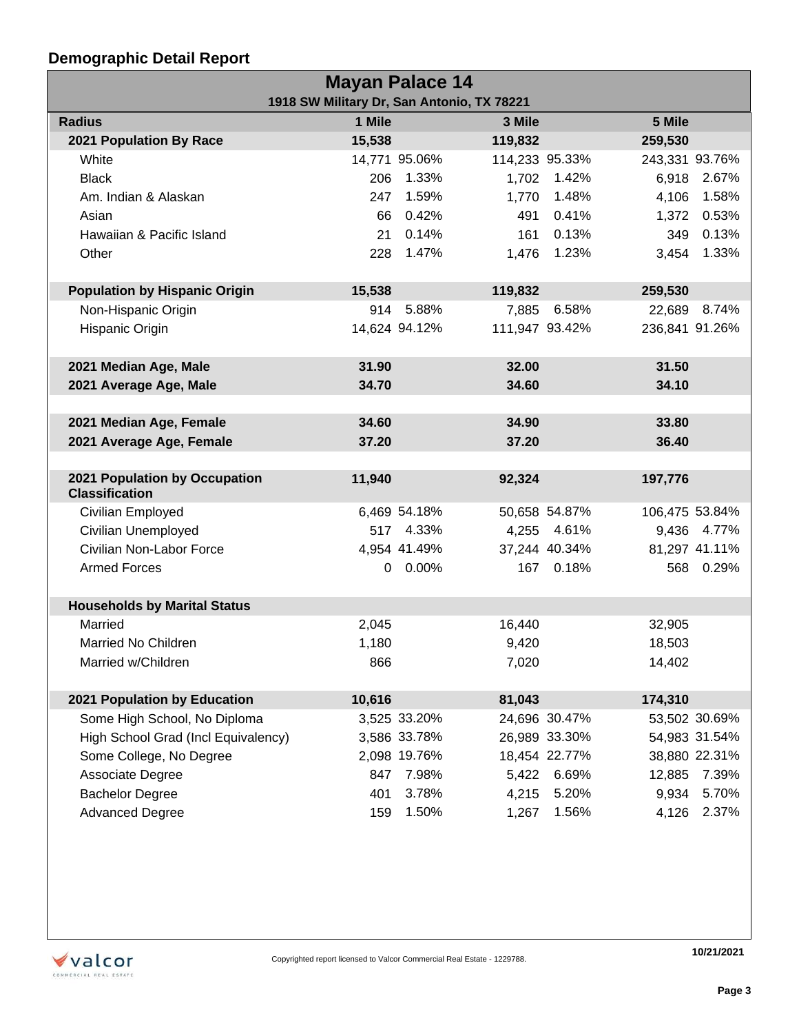## Demographic Detail Report

### Mayan Palace 14

**1918 SW Military Dr, San Antonio, TX 78221**

| Radius | 1 Mile | | 3 Mile | | 5 Mile | |
|---|---|---|---|---|---|---|
| **2021 Population By Race** | **15,538** | | **119,832** | | **259,530** | |
| White | 14,771 | 95.06% | 114,233 | 95.33% | 243,331 | 93.76% |
| Black | 206 | 1.33% | 1,702 | 1.42% | 6,918 | 2.67% |
| Am. Indian & Alaskan | 247 | 1.59% | 1,770 | 1.48% | 4,106 | 1.58% |
| Asian | 66 | 0.42% | 491 | 0.41% | 1,372 | 0.53% |
| Hawaiian & Pacific Island | 21 | 0.14% | 161 | 0.13% | 349 | 0.13% |
| Other | 228 | 1.47% | 1,476 | 1.23% | 3,454 | 1.33% |
| **Population by Hispanic Origin** | **15,538** | | **119,832** | | **259,530** | |
| Non-Hispanic Origin | 914 | 5.88% | 7,885 | 6.58% | 22,689 | 8.74% |
| Hispanic Origin | 14,624 | 94.12% | 111,947 | 93.42% | 236,841 | 91.26% |
| **2021 Median Age, Male** | **31.90** | | **32.00** | | **31.50** | |
| **2021 Average Age, Male** | **34.70** | | **34.60** | | **34.10** | |
| **2021 Median Age, Female** | **34.60** | | **34.90** | | **33.80** | |
| **2021 Average Age, Female** | **37.20** | | **37.20** | | **36.40** | |
| **2021 Population by Occupation Classification** | **11,940** | | **92,324** | | **197,776** | |
| Civilian Employed | 6,469 | 54.18% | 50,658 | 54.87% | 106,475 | 53.84% |
| Civilian Unemployed | 517 | 4.33% | 4,255 | 4.61% | 9,436 | 4.77% |
| Civilian Non-Labor Force | 4,954 | 41.49% | 37,244 | 40.34% | 81,297 | 41.11% |
| Armed Forces | 0 | 0.00% | 167 | 0.18% | 568 | 0.29% |
| **Households by Marital Status** | | | | | | |
| Married | 2,045 | | 16,440 | | 32,905 | |
| Married No Children | 1,180 | | 9,420 | | 18,503 | |
| Married w/Children | 866 | | 7,020 | | 14,402 | |
| **2021 Population by Education** | **10,616** | | **81,043** | | **174,310** | |
| Some High School, No Diploma | 3,525 | 33.20% | 24,696 | 30.47% | 53,502 | 30.69% |
| High School Grad (Incl Equivalency) | 3,586 | 33.78% | 26,989 | 33.30% | 54,983 | 31.54% |
| Some College, No Degree | 2,098 | 19.76% | 18,454 | 22.77% | 38,880 | 22.31% |
| Associate Degree | 847 | 7.98% | 5,422 | 6.69% | 12,885 | 7.39% |
| Bachelor Degree | 401 | 3.78% | 4,215 | 5.20% | 9,934 | 5.70% |
| Advanced Degree | 159 | 1.50% | 1,267 | 1.56% | 4,126 | 2.37% |

Copyrighted report licensed to Valcor Commercial Real Estate - 1229788.

10/21/2021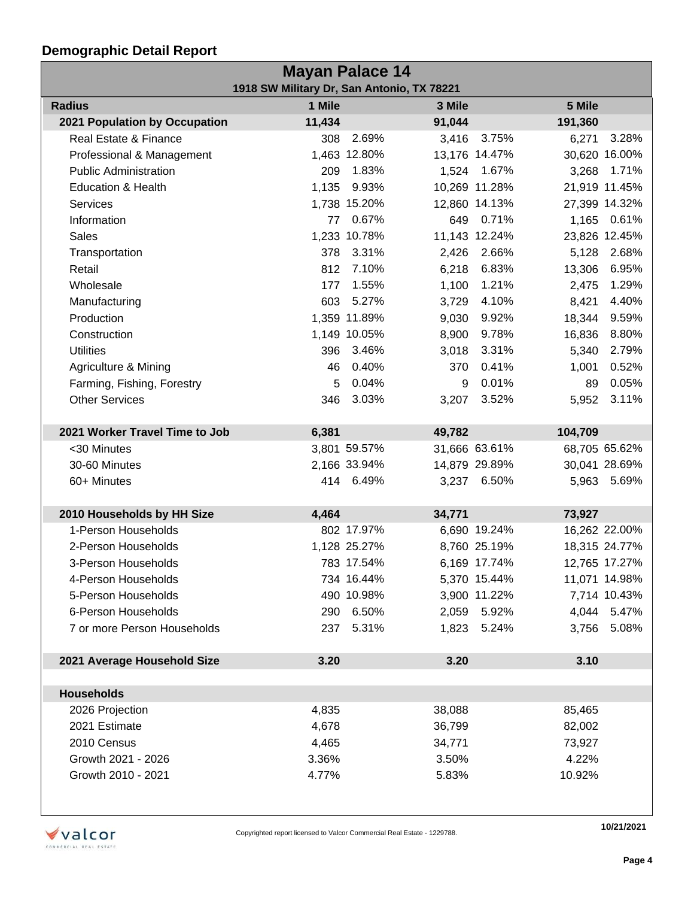## Demographic Detail Report

### Mayan Palace 14

**1918 SW Military Dr, San Antonio, TX 78221**

| Radius | 1 Mile | | 3 Mile | | 5 Mile | |
|---|---|---|---|---|---|---|
| **2021 Population by Occupation** | **11,434** | | **91,044** | | **191,360** | |
| Real Estate & Finance | 308 | 2.69% | 3,416 | 3.75% | 6,271 | 3.28% |
| Professional & Management | 1,463 | 12.80% | 13,176 | 14.47% | 30,620 | 16.00% |
| Public Administration | 209 | 1.83% | 1,524 | 1.67% | 3,268 | 1.71% |
| Education & Health | 1,135 | 9.93% | 10,269 | 11.28% | 21,919 | 11.45% |
| Services | 1,738 | 15.20% | 12,860 | 14.13% | 27,399 | 14.32% |
| Information | 77 | 0.67% | 649 | 0.71% | 1,165 | 0.61% |
| Sales | 1,233 | 10.78% | 11,143 | 12.24% | 23,826 | 12.45% |
| Transportation | 378 | 3.31% | 2,426 | 2.66% | 5,128 | 2.68% |
| Retail | 812 | 7.10% | 6,218 | 6.83% | 13,306 | 6.95% |
| Wholesale | 177 | 1.55% | 1,100 | 1.21% | 2,475 | 1.29% |
| Manufacturing | 603 | 5.27% | 3,729 | 4.10% | 8,421 | 4.40% |
| Production | 1,359 | 11.89% | 9,030 | 9.92% | 18,344 | 9.59% |
| Construction | 1,149 | 10.05% | 8,900 | 9.78% | 16,836 | 8.80% |
| Utilities | 396 | 3.46% | 3,018 | 3.31% | 5,340 | 2.79% |
| Agriculture & Mining | 46 | 0.40% | 370 | 0.41% | 1,001 | 0.52% |
| Farming, Fishing, Forestry | 5 | 0.04% | 9 | 0.01% | 89 | 0.05% |
| Other Services | 346 | 3.03% | 3,207 | 3.52% | 5,952 | 3.11% |
| **2021 Worker Travel Time to Job** | **6,381** | | **49,782** | | **104,709** | |
| <30 Minutes | 3,801 | 59.57% | 31,666 | 63.61% | 68,705 | 65.62% |
| 30-60 Minutes | 2,166 | 33.94% | 14,879 | 29.89% | 30,041 | 28.69% |
| 60+ Minutes | 414 | 6.49% | 3,237 | 6.50% | 5,963 | 5.69% |
| **2010 Households by HH Size** | **4,464** | | **34,771** | | **73,927** | |
| 1-Person Households | 802 | 17.97% | 6,690 | 19.24% | 16,262 | 22.00% |
| 2-Person Households | 1,128 | 25.27% | 8,760 | 25.19% | 18,315 | 24.77% |
| 3-Person Households | 783 | 17.54% | 6,169 | 17.74% | 12,765 | 17.27% |
| 4-Person Households | 734 | 16.44% | 5,370 | 15.44% | 11,071 | 14.98% |
| 5-Person Households | 490 | 10.98% | 3,900 | 11.22% | 7,714 | 10.43% |
| 6-Person Households | 290 | 6.50% | 2,059 | 5.92% | 4,044 | 5.47% |
| 7 or more Person Households | 237 | 5.31% | 1,823 | 5.24% | 3,756 | 5.08% |
| **2021 Average Household Size** | **3.20** | | **3.20** | | **3.10** | |
| **Households** | | | | | | |
| 2026 Projection | 4,835 | | 38,088 | | 85,465 | |
| 2021 Estimate | 4,678 | | 36,799 | | 82,002 | |
| 2010 Census | 4,465 | | 34,771 | | 73,927 | |
| Growth 2021 - 2026 | 3.36% | | 3.50% | | 4.22% | |
| Growth 2010 - 2021 | 4.77% | | 5.83% | | 10.92% | |

Copyrighted report licensed to Valcor Commercial Real Estate - 1229788.

10/21/2021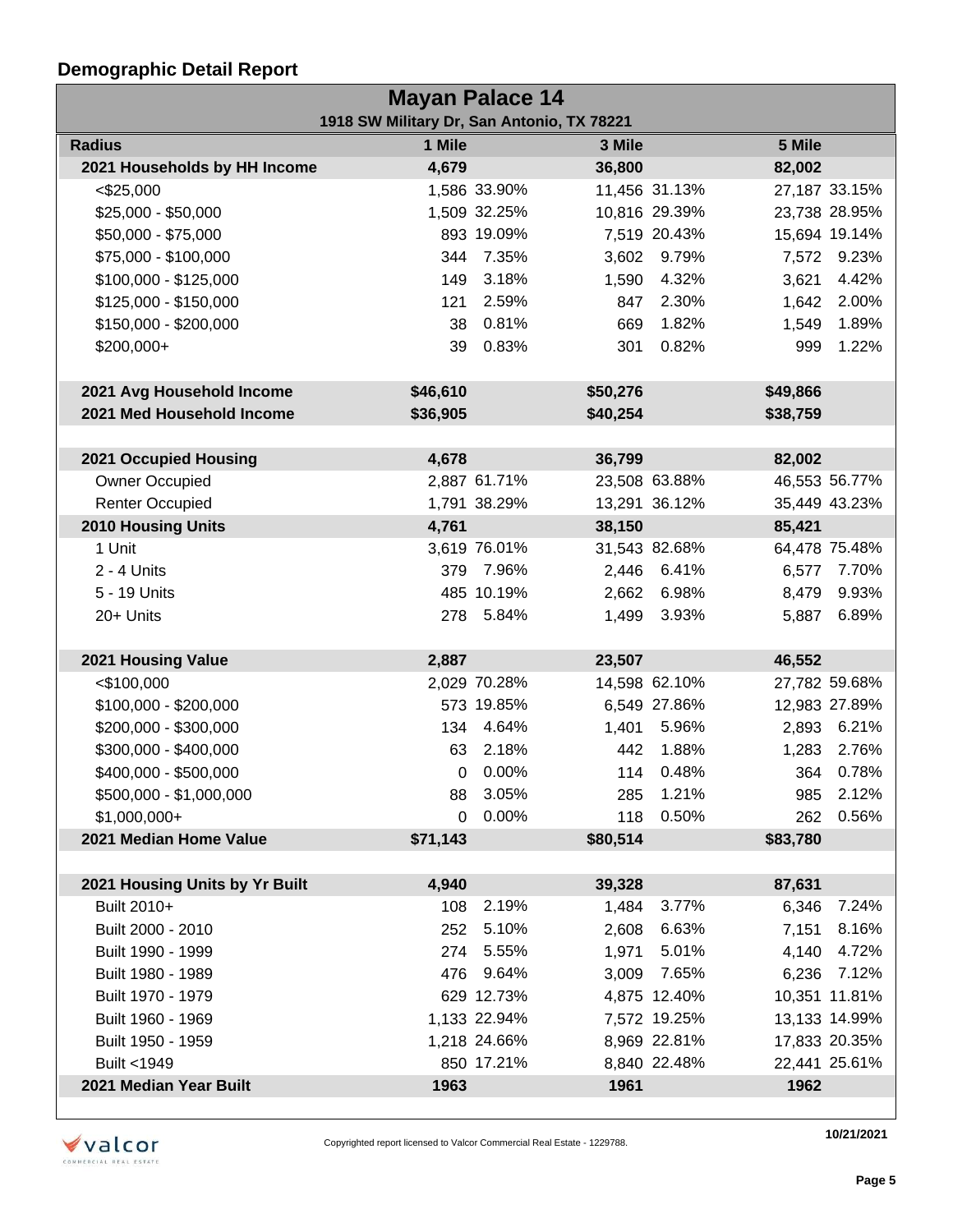## Demographic Detail Report

| Mayan Palace 14 | | | | | | |
|---|---|---|---|---|---|---|
| 1918 SW Military Dr, San Antonio, TX 78221 | | | | | | |
| **Radius** | **1 Mile** | | **3 Mile** | | **5 Mile** | |
| **2021 Households by HH Income** | **4,679** | | **36,800** | | **82,002** | |
| <$25,000 | 1,586 | 33.90% | 11,456 | 31.13% | 27,187 | 33.15% |
| $25,000 - $50,000 | 1,509 | 32.25% | 10,816 | 29.39% | 23,738 | 28.95% |
| $50,000 - $75,000 | 893 | 19.09% | 7,519 | 20.43% | 15,694 | 19.14% |
| $75,000 - $100,000 | 344 | 7.35% | 3,602 | 9.79% | 7,572 | 9.23% |
| $100,000 - $125,000 | 149 | 3.18% | 1,590 | 4.32% | 3,621 | 4.42% |
| $125,000 - $150,000 | 121 | 2.59% | 847 | 2.30% | 1,642 | 2.00% |
| $150,000 - $200,000 | 38 | 0.81% | 669 | 1.82% | 1,549 | 1.89% |
| $200,000+ | 39 | 0.83% | 301 | 0.82% | 999 | 1.22% |
| | | | | | | |
| **2021 Avg Household Income** | **$46,610** | | **$50,276** | | **$49,866** | |
| **2021 Med Household Income** | **$36,905** | | **$40,254** | | **$38,759** | |
| | | | | | | |
| **2021 Occupied Housing** | **4,678** | | **36,799** | | **82,002** | |
| Owner Occupied | 2,887 | 61.71% | 23,508 | 63.88% | 46,553 | 56.77% |
| Renter Occupied | 1,791 | 38.29% | 13,291 | 36.12% | 35,449 | 43.23% |
| **2010 Housing Units** | **4,761** | | **38,150** | | **85,421** | |
| 1 Unit | 3,619 | 76.01% | 31,543 | 82.68% | 64,478 | 75.48% |
| 2 - 4 Units | 379 | 7.96% | 2,446 | 6.41% | 6,577 | 7.70% |
| 5 - 19 Units | 485 | 10.19% | 2,662 | 6.98% | 8,479 | 9.93% |
| 20+ Units | 278 | 5.84% | 1,499 | 3.93% | 5,887 | 6.89% |
| | | | | | | |
| **2021 Housing Value** | **2,887** | | **23,507** | | **46,552** | |
| <$100,000 | 2,029 | 70.28% | 14,598 | 62.10% | 27,782 | 59.68% |
| $100,000 - $200,000 | 573 | 19.85% | 6,549 | 27.86% | 12,983 | 27.89% |
| $200,000 - $300,000 | 134 | 4.64% | 1,401 | 5.96% | 2,893 | 6.21% |
| $300,000 - $400,000 | 63 | 2.18% | 442 | 1.88% | 1,283 | 2.76% |
| $400,000 - $500,000 | 0 | 0.00% | 114 | 0.48% | 364 | 0.78% |
| $500,000 - $1,000,000 | 88 | 3.05% | 285 | 1.21% | 985 | 2.12% |
| $1,000,000+ | 0 | 0.00% | 118 | 0.50% | 262 | 0.56% |
| **2021 Median Home Value** | **$71,143** | | **$80,514** | | **$83,780** | |
| | | | | | | |
| **2021 Housing Units by Yr Built** | **4,940** | | **39,328** | | **87,631** | |
| Built 2010+ | 108 | 2.19% | 1,484 | 3.77% | 6,346 | 7.24% |
| Built 2000 - 2010 | 252 | 5.10% | 2,608 | 6.63% | 7,151 | 8.16% |
| Built 1990 - 1999 | 274 | 5.55% | 1,971 | 5.01% | 4,140 | 4.72% |
| Built 1980 - 1989 | 476 | 9.64% | 3,009 | 7.65% | 6,236 | 7.12% |
| Built 1970 - 1979 | 629 | 12.73% | 4,875 | 12.40% | 10,351 | 11.81% |
| Built 1960 - 1969 | 1,133 | 22.94% | 7,572 | 19.25% | 13,133 | 14.99% |
| Built 1950 - 1959 | 1,218 | 24.66% | 8,969 | 22.81% | 17,833 | 20.35% |
| Built <1949 | 850 | 17.21% | 8,840 | 22.48% | 22,441 | 25.61% |
| **2021 Median Year Built** | **1963** | | **1961** | | **1962** | |

Copyrighted report licensed to Valcor Commercial Real Estate - 1229788.

10/21/2021